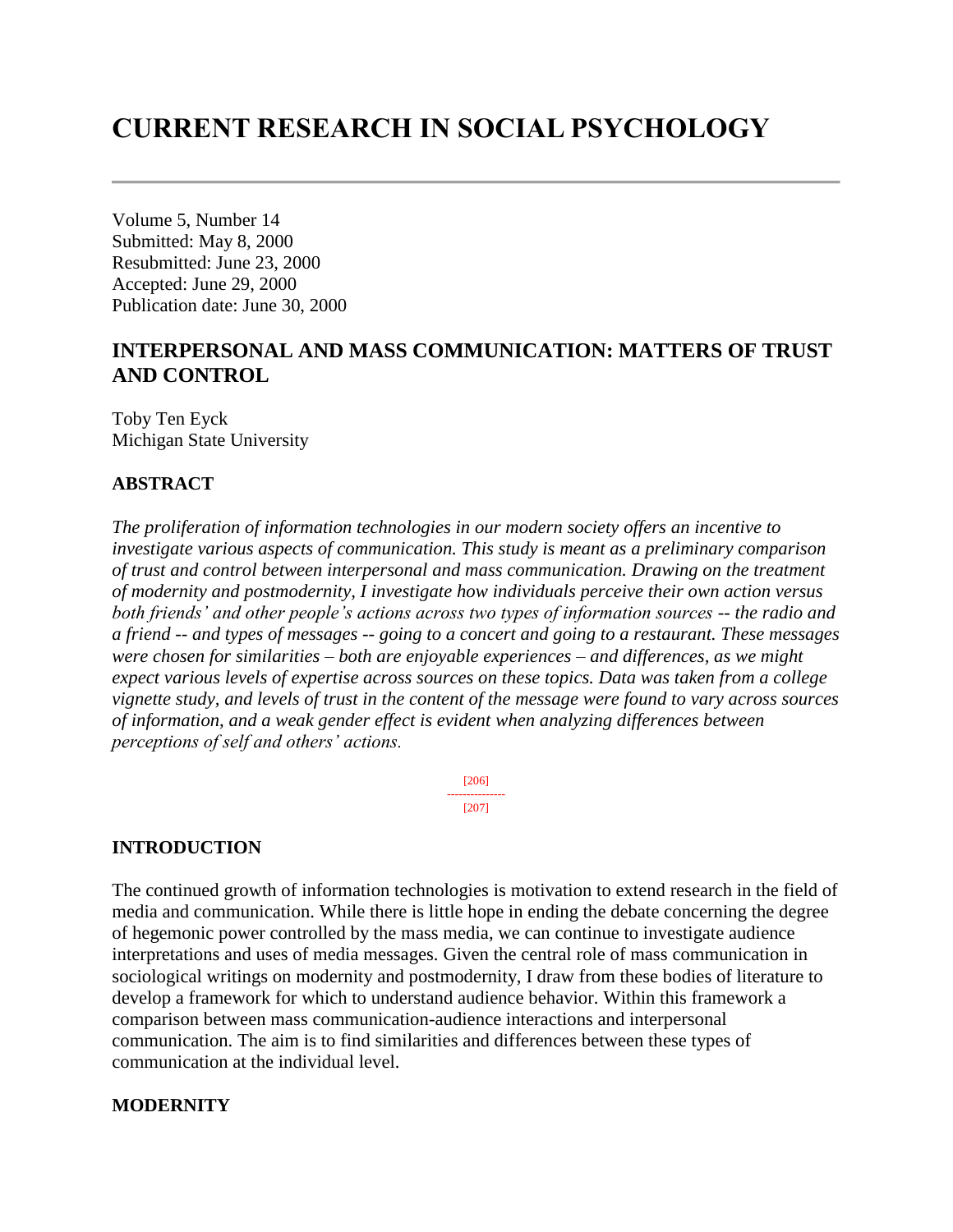# CURRENT RESEARCH IN SOCIAL PSYCHOLOGY

Volume 5, Number 14
Submitted: May 8, 2000
Resubmitted: June 23, 2000
Accepted: June 29, 2000
Publication date: June 30, 2000

## INTERPERSONAL AND MASS COMMUNICATION: MATTERS OF TRUST AND CONTROL

Toby Ten Eyck
Michigan State University

### ABSTRACT

*The proliferation of information technologies in our modern society offers an incentive to investigate various aspects of communication. This study is meant as a preliminary comparison of trust and control between interpersonal and mass communication. Drawing on the treatment of modernity and postmodernity, I investigate how individuals perceive their own action versus both friends' and other people's actions across two types of information sources -- the radio and a friend -- and types of messages -- going to a concert and going to a restaurant. These messages were chosen for similarities – both are enjoyable experiences – and differences, as we might expect various levels of expertise across sources on these topics. Data was taken from a college vignette study, and levels of trust in the content of the message were found to vary across sources of information, and a weak gender effect is evident when analyzing differences between perceptions of self and others' actions.*

### INTRODUCTION

The continued growth of information technologies is motivation to extend research in the field of media and communication. While there is little hope in ending the debate concerning the degree of hegemonic power controlled by the mass media, we can continue to investigate audience interpretations and uses of media messages. Given the central role of mass communication in sociological writings on modernity and postmodernity, I draw from these bodies of literature to develop a framework for which to understand audience behavior. Within this framework a comparison between mass communication-audience interactions and interpersonal communication. The aim is to find similarities and differences between these types of communication at the individual level.

### MODERNITY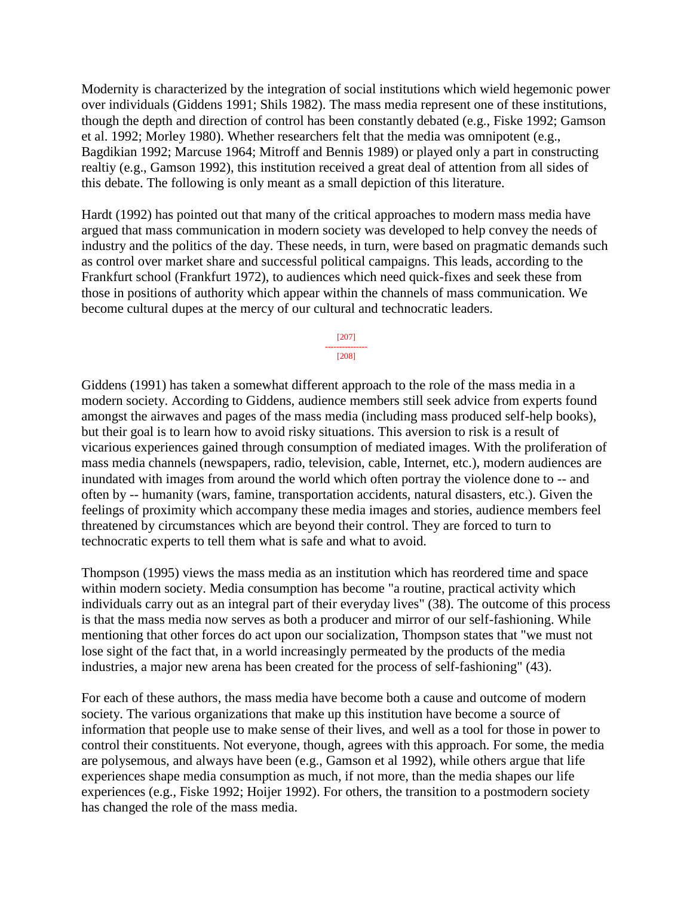Modernity is characterized by the integration of social institutions which wield hegemonic power over individuals (Giddens 1991; Shils 1982). The mass media represent one of these institutions, though the depth and direction of control has been constantly debated (e.g., Fiske 1992; Gamson et al. 1992; Morley 1980). Whether researchers felt that the media was omnipotent (e.g., Bagdikian 1992; Marcuse 1964; Mitroff and Bennis 1989) or played only a part in constructing realtiy (e.g., Gamson 1992), this institution received a great deal of attention from all sides of this debate. The following is only meant as a small depiction of this literature.

Hardt (1992) has pointed out that many of the critical approaches to modern mass media have argued that mass communication in modern society was developed to help convey the needs of industry and the politics of the day. These needs, in turn, were based on pragmatic demands such as control over market share and successful political campaigns. This leads, according to the Frankfurt school (Frankfurt 1972), to audiences which need quick-fixes and seek these from those in positions of authority which appear within the channels of mass communication. We become cultural dupes at the mercy of our cultural and technocratic leaders.

Giddens (1991) has taken a somewhat different approach to the role of the mass media in a modern society. According to Giddens, audience members still seek advice from experts found amongst the airwaves and pages of the mass media (including mass produced self-help books), but their goal is to learn how to avoid risky situations. This aversion to risk is a result of vicarious experiences gained through consumption of mediated images. With the proliferation of mass media channels (newspapers, radio, television, cable, Internet, etc.), modern audiences are inundated with images from around the world which often portray the violence done to -- and often by -- humanity (wars, famine, transportation accidents, natural disasters, etc.). Given the feelings of proximity which accompany these media images and stories, audience members feel threatened by circumstances which are beyond their control. They are forced to turn to technocratic experts to tell them what is safe and what to avoid.

Thompson (1995) views the mass media as an institution which has reordered time and space within modern society. Media consumption has become "a routine, practical activity which individuals carry out as an integral part of their everyday lives" (38). The outcome of this process is that the mass media now serves as both a producer and mirror of our self-fashioning. While mentioning that other forces do act upon our socialization, Thompson states that "we must not lose sight of the fact that, in a world increasingly permeated by the products of the media industries, a major new arena has been created for the process of self-fashioning" (43).

For each of these authors, the mass media have become both a cause and outcome of modern society. The various organizations that make up this institution have become a source of information that people use to make sense of their lives, and well as a tool for those in power to control their constituents. Not everyone, though, agrees with this approach. For some, the media are polysemous, and always have been (e.g., Gamson et al 1992), while others argue that life experiences shape media consumption as much, if not more, than the media shapes our life experiences (e.g., Fiske 1992; Hoijer 1992). For others, the transition to a postmodern society has changed the role of the mass media.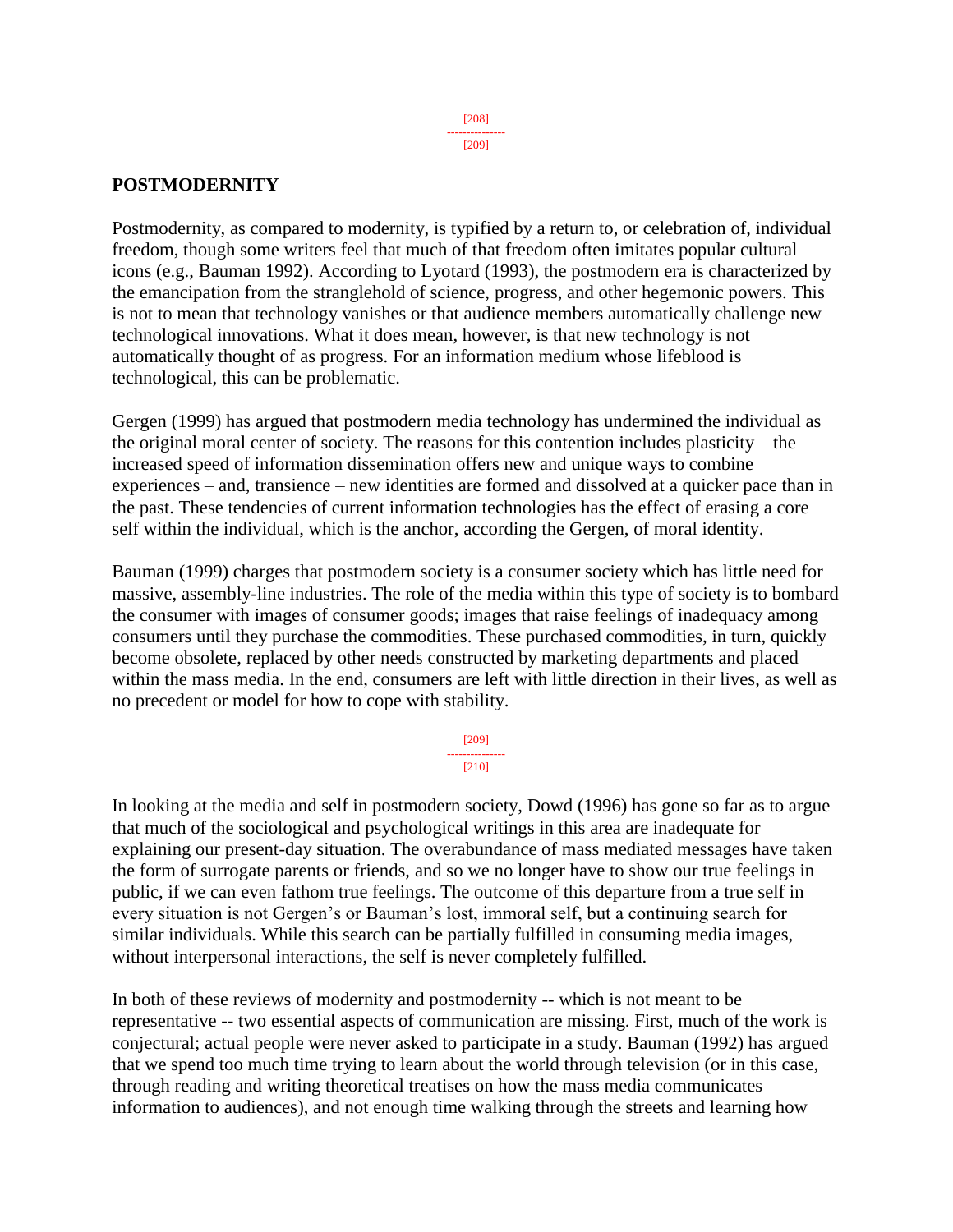## POSTMODERNITY

Postmodernity, as compared to modernity, is typified by a return to, or celebration of, individual freedom, though some writers feel that much of that freedom often imitates popular cultural icons (e.g., Bauman 1992). According to Lyotard (1993), the postmodern era is characterized by the emancipation from the stranglehold of science, progress, and other hegemonic powers. This is not to mean that technology vanishes or that audience members automatically challenge new technological innovations. What it does mean, however, is that new technology is not automatically thought of as progress. For an information medium whose lifeblood is technological, this can be problematic.

Gergen (1999) has argued that postmodern media technology has undermined the individual as the original moral center of society. The reasons for this contention includes plasticity – the increased speed of information dissemination offers new and unique ways to combine experiences – and, transience – new identities are formed and dissolved at a quicker pace than in the past. These tendencies of current information technologies has the effect of erasing a core self within the individual, which is the anchor, according the Gergen, of moral identity.

Bauman (1999) charges that postmodern society is a consumer society which has little need for massive, assembly-line industries. The role of the media within this type of society is to bombard the consumer with images of consumer goods; images that raise feelings of inadequacy among consumers until they purchase the commodities. These purchased commodities, in turn, quickly become obsolete, replaced by other needs constructed by marketing departments and placed within the mass media. In the end, consumers are left with little direction in their lives, as well as no precedent or model for how to cope with stability.

In looking at the media and self in postmodern society, Dowd (1996) has gone so far as to argue that much of the sociological and psychological writings in this area are inadequate for explaining our present-day situation. The overabundance of mass mediated messages have taken the form of surrogate parents or friends, and so we no longer have to show our true feelings in public, if we can even fathom true feelings. The outcome of this departure from a true self in every situation is not Gergen's or Bauman's lost, immoral self, but a continuing search for similar individuals. While this search can be partially fulfilled in consuming media images, without interpersonal interactions, the self is never completely fulfilled.

In both of these reviews of modernity and postmodernity -- which is not meant to be representative -- two essential aspects of communication are missing. First, much of the work is conjectural; actual people were never asked to participate in a study. Bauman (1992) has argued that we spend too much time trying to learn about the world through television (or in this case, through reading and writing theoretical treatises on how the mass media communicates information to audiences), and not enough time walking through the streets and learning how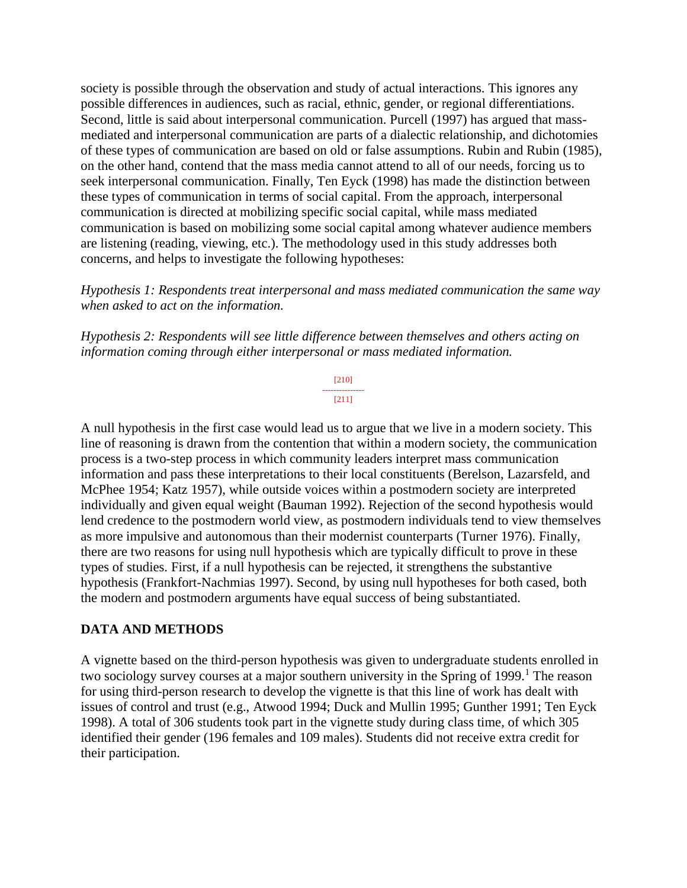society is possible through the observation and study of actual interactions. This ignores any possible differences in audiences, such as racial, ethnic, gender, or regional differentiations. Second, little is said about interpersonal communication. Purcell (1997) has argued that mass-mediated and interpersonal communication are parts of a dialectic relationship, and dichotomies of these types of communication are based on old or false assumptions. Rubin and Rubin (1985), on the other hand, contend that the mass media cannot attend to all of our needs, forcing us to seek interpersonal communication. Finally, Ten Eyck (1998) has made the distinction between these types of communication in terms of social capital. From the approach, interpersonal communication is directed at mobilizing specific social capital, while mass mediated communication is based on mobilizing some social capital among whatever audience members are listening (reading, viewing, etc.). The methodology used in this study addresses both concerns, and helps to investigate the following hypotheses:

*Hypothesis 1: Respondents treat interpersonal and mass mediated communication the same way when asked to act on the information.*

*Hypothesis 2: Respondents will see little difference between themselves and others acting on information coming through either interpersonal or mass mediated information.*

A null hypothesis in the first case would lead us to argue that we live in a modern society. This line of reasoning is drawn from the contention that within a modern society, the communication process is a two-step process in which community leaders interpret mass communication information and pass these interpretations to their local constituents (Berelson, Lazarsfeld, and McPhee 1954; Katz 1957), while outside voices within a postmodern society are interpreted individually and given equal weight (Bauman 1992). Rejection of the second hypothesis would lend credence to the postmodern world view, as postmodern individuals tend to view themselves as more impulsive and autonomous than their modernist counterparts (Turner 1976). Finally, there are two reasons for using null hypothesis which are typically difficult to prove in these types of studies. First, if a null hypothesis can be rejected, it strengthens the substantive hypothesis (Frankfort-Nachmias 1997). Second, by using null hypotheses for both cased, both the modern and postmodern arguments have equal success of being substantiated.

## DATA AND METHODS

A vignette based on the third-person hypothesis was given to undergraduate students enrolled in two sociology survey courses at a major southern university in the Spring of 1999.[1] The reason for using third-person research to develop the vignette is that this line of work has dealt with issues of control and trust (e.g., Atwood 1994; Duck and Mullin 1995; Gunther 1991; Ten Eyck 1998). A total of 306 students took part in the vignette study during class time, of which 305 identified their gender (196 females and 109 males). Students did not receive extra credit for their participation.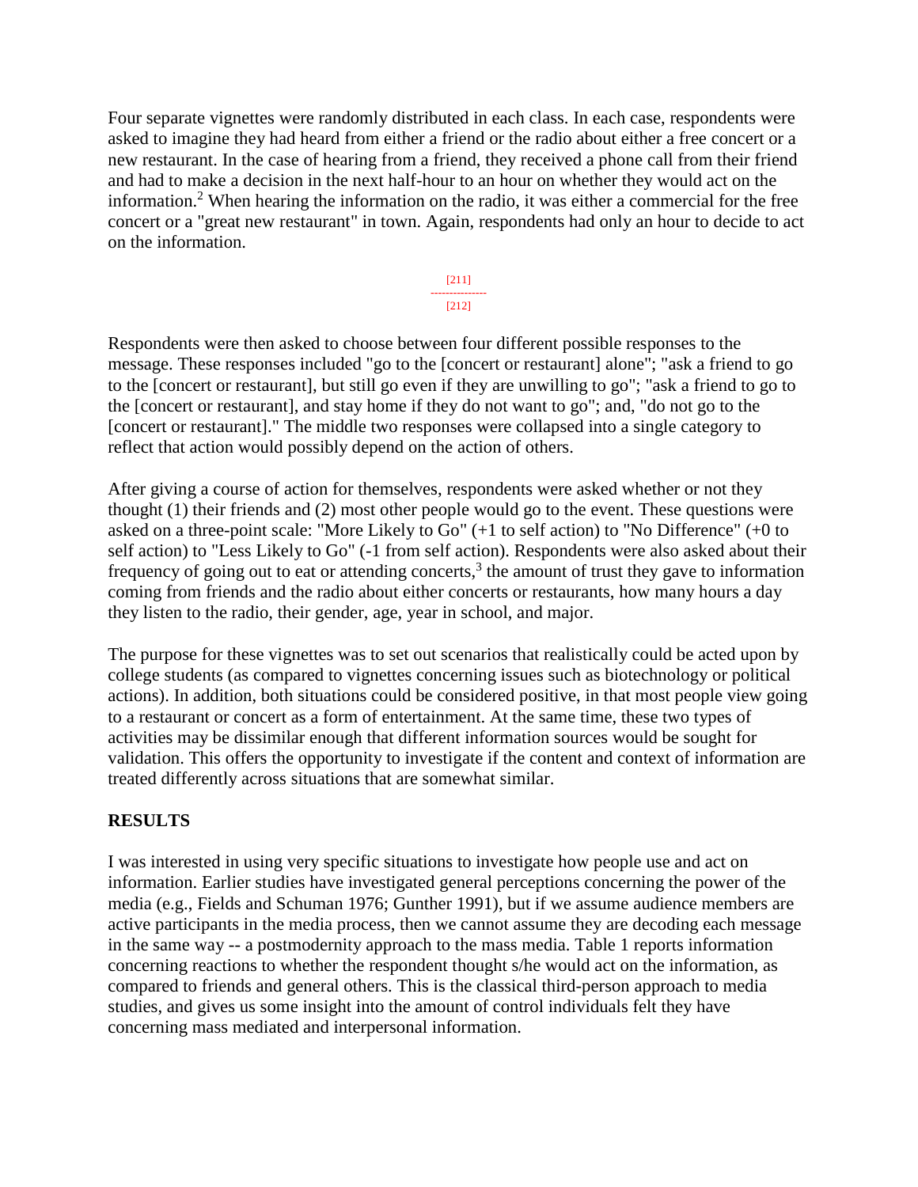Four separate vignettes were randomly distributed in each class. In each case, respondents were asked to imagine they had heard from either a friend or the radio about either a free concert or a new restaurant. In the case of hearing from a friend, they received a phone call from their friend and had to make a decision in the next half-hour to an hour on whether they would act on the information.[2] When hearing the information on the radio, it was either a commercial for the free concert or a "great new restaurant" in town. Again, respondents had only an hour to decide to act on the information.

Respondents were then asked to choose between four different possible responses to the message. These responses included "go to the [concert or restaurant] alone"; "ask a friend to go to the [concert or restaurant], but still go even if they are unwilling to go"; "ask a friend to go to the [concert or restaurant], and stay home if they do not want to go"; and, "do not go to the [concert or restaurant]." The middle two responses were collapsed into a single category to reflect that action would possibly depend on the action of others.

After giving a course of action for themselves, respondents were asked whether or not they thought (1) their friends and (2) most other people would go to the event. These questions were asked on a three-point scale: "More Likely to Go" (+1 to self action) to "No Difference" (+0 to self action) to "Less Likely to Go" (-1 from self action). Respondents were also asked about their frequency of going out to eat or attending concerts,[3] the amount of trust they gave to information coming from friends and the radio about either concerts or restaurants, how many hours a day they listen to the radio, their gender, age, year in school, and major.

The purpose for these vignettes was to set out scenarios that realistically could be acted upon by college students (as compared to vignettes concerning issues such as biotechnology or political actions). In addition, both situations could be considered positive, in that most people view going to a restaurant or concert as a form of entertainment. At the same time, these two types of activities may be dissimilar enough that different information sources would be sought for validation. This offers the opportunity to investigate if the content and context of information are treated differently across situations that are somewhat similar.

## RESULTS

I was interested in using very specific situations to investigate how people use and act on information. Earlier studies have investigated general perceptions concerning the power of the media (e.g., Fields and Schuman 1976; Gunther 1991), but if we assume audience members are active participants in the media process, then we cannot assume they are decoding each message in the same way -- a postmodernity approach to the mass media. Table 1 reports information concerning reactions to whether the respondent thought s/he would act on the information, as compared to friends and general others. This is the classical third-person approach to media studies, and gives us some insight into the amount of control individuals felt they have concerning mass mediated and interpersonal information.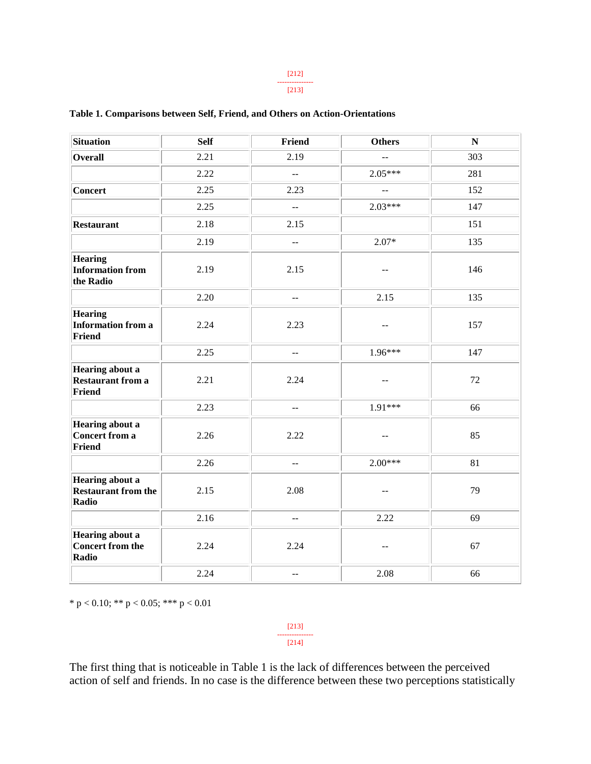**Table 1. Comparisons between Self, Friend, and Others on Action-Orientations**

| Situation | Self | Friend | Others | N |
|---|---|---|---|---|
| **Overall** | 2.21 | 2.19 | -- | 303 |
| | 2.22 | -- | 2.05*** | 281 |
| **Concert** | 2.25 | 2.23 | -- | 152 |
| | 2.25 | -- | 2.03*** | 147 |
| **Restaurant** | 2.18 | 2.15 | | 151 |
| | 2.19 | -- | 2.07* | 135 |
| **Hearing Information from the Radio** | 2.19 | 2.15 | -- | 146 |
| | 2.20 | -- | 2.15 | 135 |
| **Hearing Information from a Friend** | 2.24 | 2.23 | -- | 157 |
| | 2.25 | -- | 1.96*** | 147 |
| **Hearing about a Restaurant from a Friend** | 2.21 | 2.24 | -- | 72 |
| | 2.23 | -- | 1.91*** | 66 |
| **Hearing about a Concert from a Friend** | 2.26 | 2.22 | -- | 85 |
| | 2.26 | -- | 2.00*** | 81 |
| **Hearing about a Restaurant from the Radio** | 2.15 | 2.08 | -- | 79 |
| | 2.16 | -- | 2.22 | 69 |
| **Hearing about a Concert from the Radio** | 2.24 | 2.24 | -- | 67 |
| | 2.24 | -- | 2.08 | 66 |

* $p < 0.10$; ** $p < 0.05$; *** $p < 0.01$

The first thing that is noticeable in Table 1 is the lack of differences between the perceived action of self and friends. In no case is the difference between these two perceptions statistically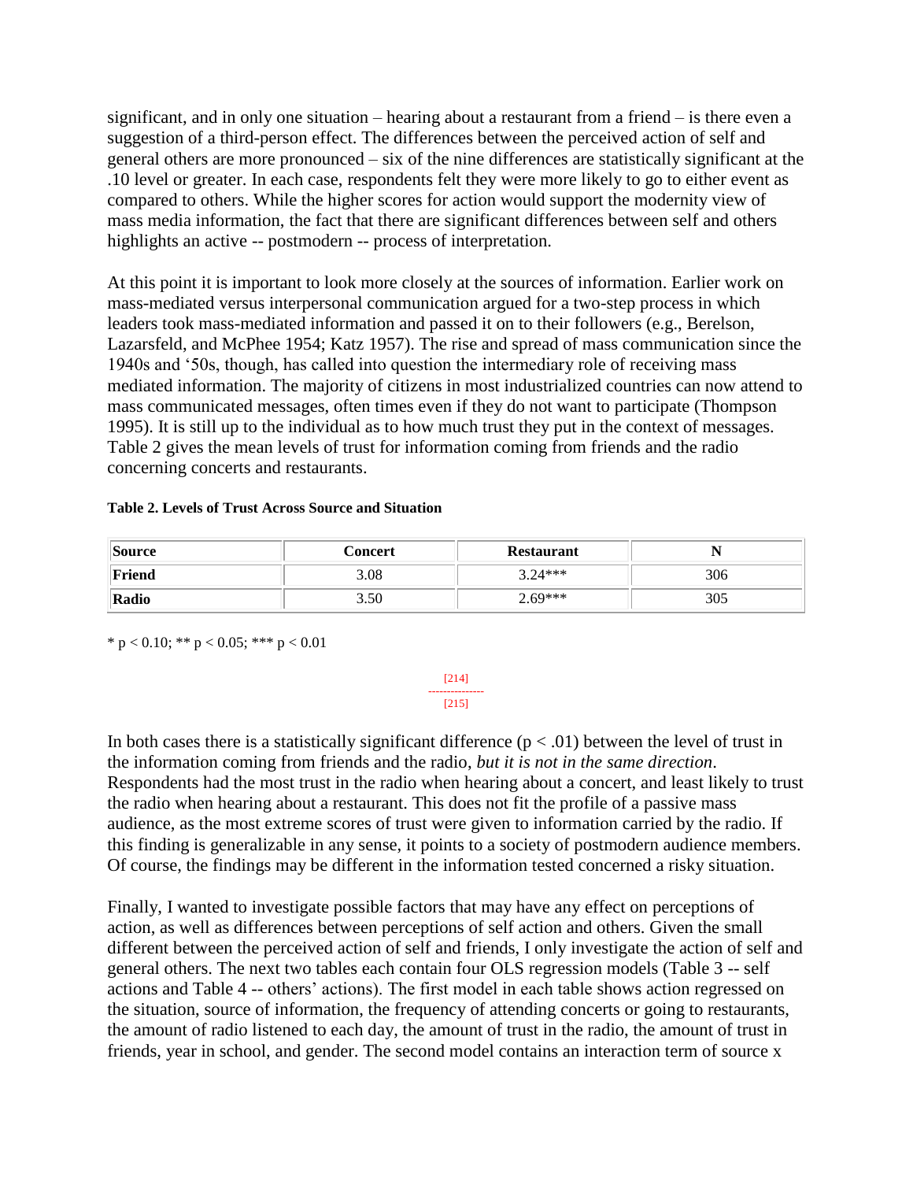significant, and in only one situation – hearing about a restaurant from a friend – is there even a suggestion of a third-person effect. The differences between the perceived action of self and general others are more pronounced – six of the nine differences are statistically significant at the .10 level or greater. In each case, respondents felt they were more likely to go to either event as compared to others. While the higher scores for action would support the modernity view of mass media information, the fact that there are significant differences between self and others highlights an active -- postmodern -- process of interpretation.

At this point it is important to look more closely at the sources of information. Earlier work on mass-mediated versus interpersonal communication argued for a two-step process in which leaders took mass-mediated information and passed it on to their followers (e.g., Berelson, Lazarsfeld, and McPhee 1954; Katz 1957). The rise and spread of mass communication since the 1940s and '50s, though, has called into question the intermediary role of receiving mass mediated information. The majority of citizens in most industrialized countries can now attend to mass communicated messages, often times even if they do not want to participate (Thompson 1995). It is still up to the individual as to how much trust they put in the context of messages. Table 2 gives the mean levels of trust for information coming from friends and the radio concerning concerts and restaurants.

**Table 2. Levels of Trust Across Source and Situation**

| Source | Concert | Restaurant | N |
|---|---|---|---|
| **Friend** | 3.08 | 3.24*** | 306 |
| **Radio** | 3.50 | 2.69*** | 305 |

* p < 0.10; ** p < 0.05; *** p < 0.01

In both cases there is a statistically significant difference ($p < .01$) between the level of trust in the information coming from friends and the radio, *but it is not in the same direction*. Respondents had the most trust in the radio when hearing about a concert, and least likely to trust the radio when hearing about a restaurant. This does not fit the profile of a passive mass audience, as the most extreme scores of trust were given to information carried by the radio. If this finding is generalizable in any sense, it points to a society of postmodern audience members. Of course, the findings may be different in the information tested concerned a risky situation.

Finally, I wanted to investigate possible factors that may have any effect on perceptions of action, as well as differences between perceptions of self action and others. Given the small different between the perceived action of self and friends, I only investigate the action of self and general others. The next two tables each contain four OLS regression models (Table 3 -- self actions and Table 4 -- others' actions). The first model in each table shows action regressed on the situation, source of information, the frequency of attending concerts or going to restaurants, the amount of radio listened to each day, the amount of trust in the radio, the amount of trust in friends, year in school, and gender. The second model contains an interaction term of source x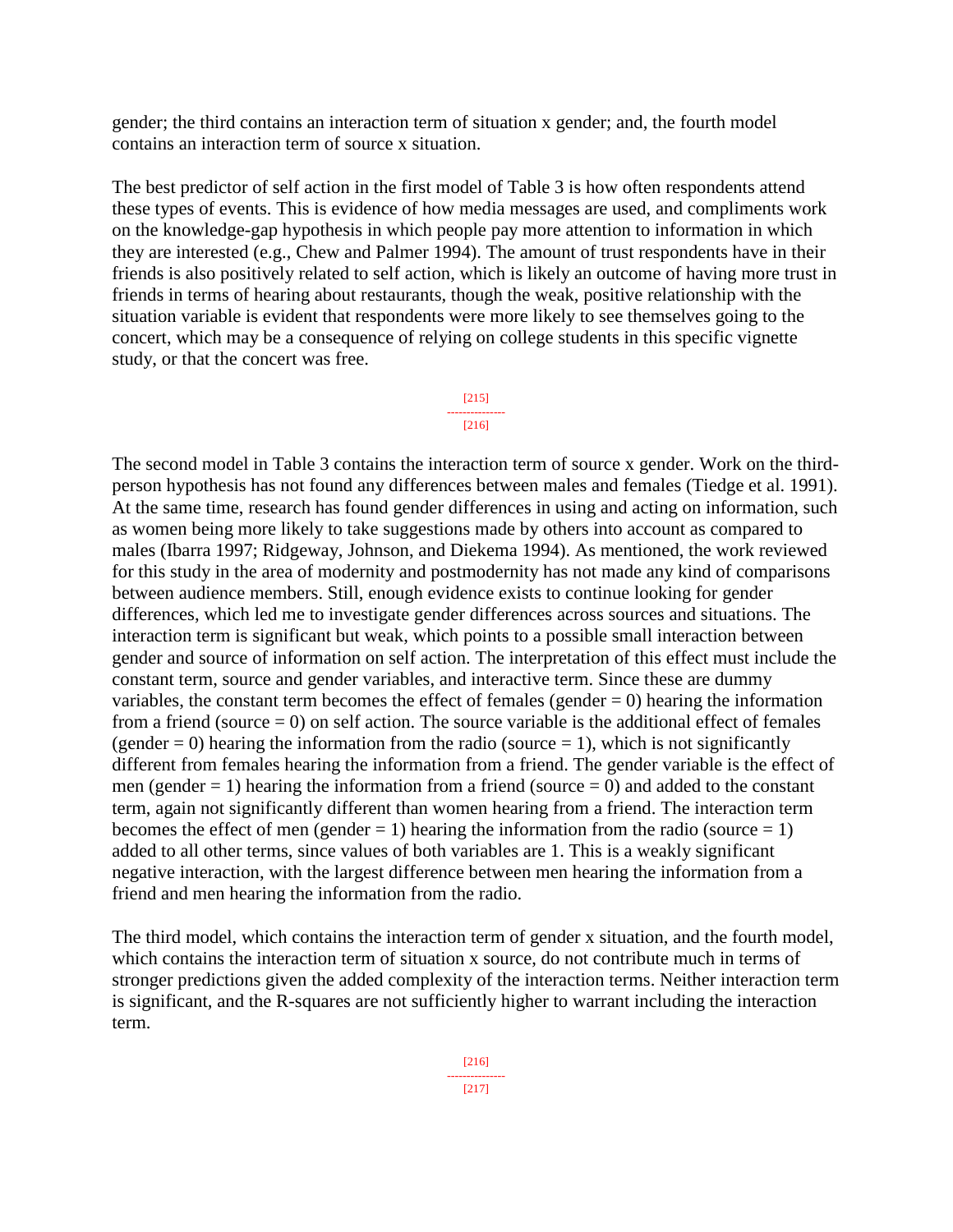gender; the third contains an interaction term of situation x gender; and, the fourth model contains an interaction term of source x situation.

The best predictor of self action in the first model of Table 3 is how often respondents attend these types of events. This is evidence of how media messages are used, and compliments work on the knowledge-gap hypothesis in which people pay more attention to information in which they are interested (e.g., Chew and Palmer 1994). The amount of trust respondents have in their friends is also positively related to self action, which is likely an outcome of having more trust in friends in terms of hearing about restaurants, though the weak, positive relationship with the situation variable is evident that respondents were more likely to see themselves going to the concert, which may be a consequence of relying on college students in this specific vignette study, or that the concert was free.

The second model in Table 3 contains the interaction term of source x gender. Work on the third-person hypothesis has not found any differences between males and females (Tiedge et al. 1991). At the same time, research has found gender differences in using and acting on information, such as women being more likely to take suggestions made by others into account as compared to males (Ibarra 1997; Ridgeway, Johnson, and Diekema 1994). As mentioned, the work reviewed for this study in the area of modernity and postmodernity has not made any kind of comparisons between audience members. Still, enough evidence exists to continue looking for gender differences, which led me to investigate gender differences across sources and situations. The interaction term is significant but weak, which points to a possible small interaction between gender and source of information on self action. The interpretation of this effect must include the constant term, source and gender variables, and interactive term. Since these are dummy variables, the constant term becomes the effect of females (gender = 0) hearing the information from a friend (source = 0) on self action. The source variable is the additional effect of females (gender = 0) hearing the information from the radio (source = 1), which is not significantly different from females hearing the information from a friend. The gender variable is the effect of men (gender = 1) hearing the information from a friend (source = 0) and added to the constant term, again not significantly different than women hearing from a friend. The interaction term becomes the effect of men (gender = 1) hearing the information from the radio (source = 1) added to all other terms, since values of both variables are 1. This is a weakly significant negative interaction, with the largest difference between men hearing the information from a friend and men hearing the information from the radio.

The third model, which contains the interaction term of gender x situation, and the fourth model, which contains the interaction term of situation x source, do not contribute much in terms of stronger predictions given the added complexity of the interaction terms. Neither interaction term is significant, and the R-squares are not sufficiently higher to warrant including the interaction term.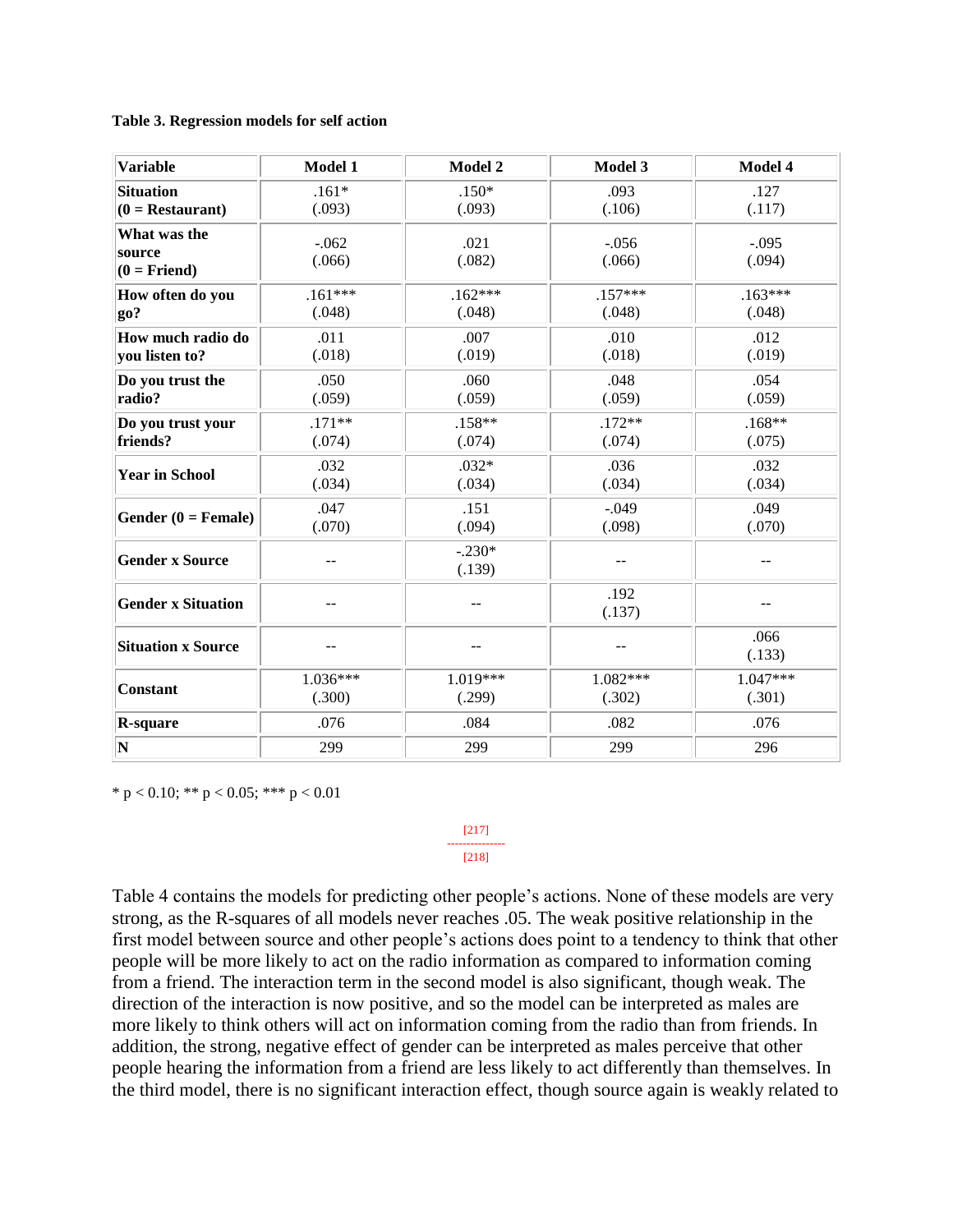**Table 3. Regression models for self action**

| Variable | Model 1 | Model 2 | Model 3 | Model 4 |
|---|---|---|---|---|
| **Situation (0 = Restaurant)** | .161* (.093) | .150* (.093) | .093 (.106) | .127 (.117) |
| **What was the source (0 = Friend)** | -.062 (.066) | .021 (.082) | -.056 (.066) | -.095 (.094) |
| **How often do you go?** | .161*** (.048) | .162*** (.048) | .157*** (.048) | .163*** (.048) |
| **How much radio do you listen to?** | .011 (.018) | .007 (.019) | .010 (.018) | .012 (.019) |
| **Do you trust the radio?** | .050 (.059) | .060 (.059) | .048 (.059) | .054 (.059) |
| **Do you trust your friends?** | .171** (.074) | .158** (.074) | .172** (.074) | .168** (.075) |
| **Year in School** | .032 (.034) | .032* (.034) | .036 (.034) | .032 (.034) |
| **Gender (0 = Female)** | .047 (.070) | .151 (.094) | -.049 (.098) | .049 (.070) |
| **Gender x Source** | -- | -.230* (.139) | -- | -- |
| **Gender x Situation** | -- | -- | .192 (.137) | -- |
| **Situation x Source** | -- | -- | -- | .066 (.133) |
| **Constant** | 1.036*** (.300) | 1.019*** (.299) | 1.082*** (.302) | 1.047*** (.301) |
| **R-square** | .076 | .084 | .082 | .076 |
| **N** | 299 | 299 | 299 | 296 |

* $p < 0.10$; ** $p < 0.05$; *** $p < 0.01$

Table 4 contains the models for predicting other people's actions. None of these models are very strong, as the R-squares of all models never reaches .05. The weak positive relationship in the first model between source and other people's actions does point to a tendency to think that other people will be more likely to act on the radio information as compared to information coming from a friend. The interaction term in the second model is also significant, though weak. The direction of the interaction is now positive, and so the model can be interpreted as males are more likely to think others will act on information coming from the radio than from friends. In addition, the strong, negative effect of gender can be interpreted as males perceive that other people hearing the information from a friend are less likely to act differently than themselves. In the third model, there is no significant interaction effect, though source again is weakly related to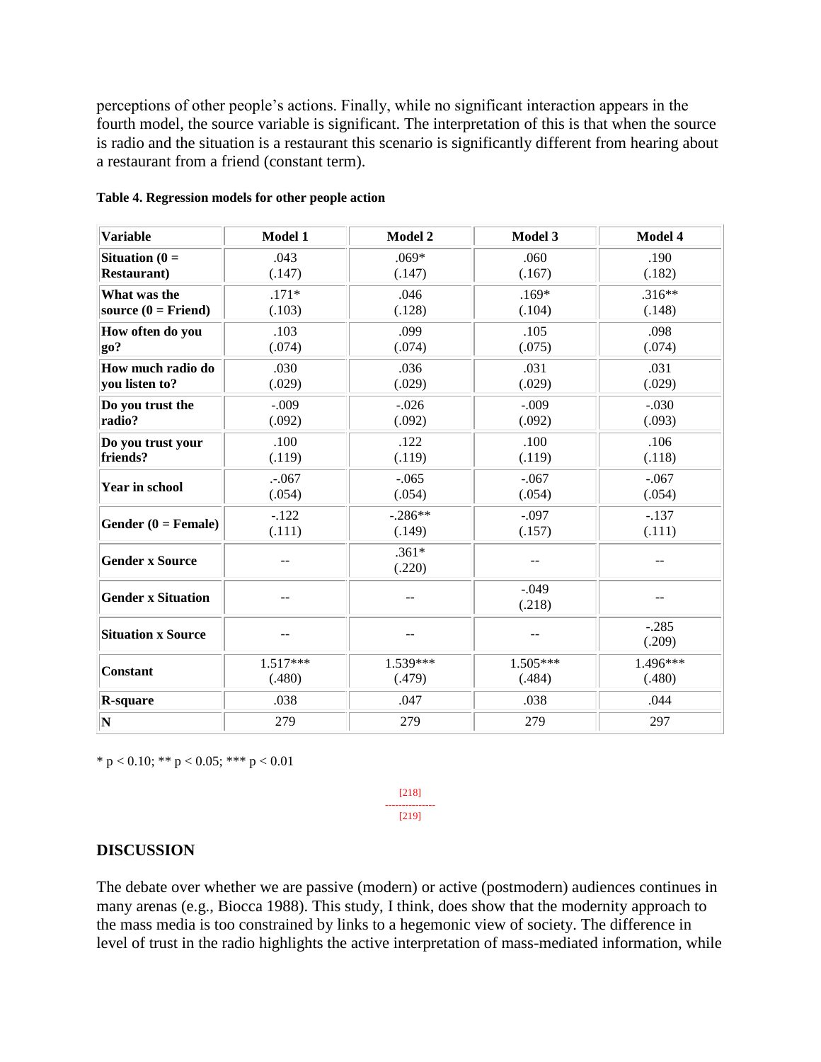perceptions of other people's actions. Finally, while no significant interaction appears in the fourth model, the source variable is significant. The interpretation of this is that when the source is radio and the situation is a restaurant this scenario is significantly different from hearing about a restaurant from a friend (constant term).

**Table 4. Regression models for other people action**

| Variable | Model 1 | Model 2 | Model 3 | Model 4 |
|---|---|---|---|---|
| **Situation (0 = Restaurant)** | .043<br>(.147) | .069*<br>(.147) | .060<br>(.167) | .190<br>(.182) |
| **What was the source (0 = Friend)** | .171*<br>(.103) | .046<br>(.128) | .169*<br>(.104) | .316**<br>(.148) |
| **How often do you go?** | .103<br>(.074) | .099<br>(.074) | .105<br>(.075) | .098<br>(.074) |
| **How much radio do you listen to?** | .030<br>(.029) | .036<br>(.029) | .031<br>(.029) | .031<br>(.029) |
| **Do you trust the radio?** | -.009<br>(.092) | -.026<br>(.092) | -.009<br>(.092) | -.030<br>(.093) |
| **Do you trust your friends?** | .100<br>(.119) | .122<br>(.119) | .100<br>(.119) | .106<br>(.118) |
| **Year in school** | .-.067<br>(.054) | -.065<br>(.054) | -.067<br>(.054) | -.067<br>(.054) |
| **Gender (0 = Female)** | -.122<br>(.111) | -.286**<br>(.149) | -.097<br>(.157) | -.137<br>(.111) |
| **Gender x Source** | -- | .361*<br>(.220) | -- | -- |
| **Gender x Situation** | -- | -- | -.049<br>(.218) | -- |
| **Situation x Source** | -- | -- | -- | -.285<br>(.209) |
| **Constant** | 1.517***<br>(.480) | 1.539***<br>(.479) | 1.505***<br>(.484) | 1.496***<br>(.480) |
| **R-square** | .038 | .047 | .038 | .044 |
| **N** | 279 | 279 | 279 | 297 |

* $p < 0.10$; ** $p < 0.05$; *** $p < 0.01$

[218]
[219]

## DISCUSSION

The debate over whether we are passive (modern) or active (postmodern) audiences continues in many arenas (e.g., Biocca 1988). This study, I think, does show that the modernity approach to the mass media is too constrained by links to a hegemonic view of society. The difference in level of trust in the radio highlights the active interpretation of mass-mediated information, while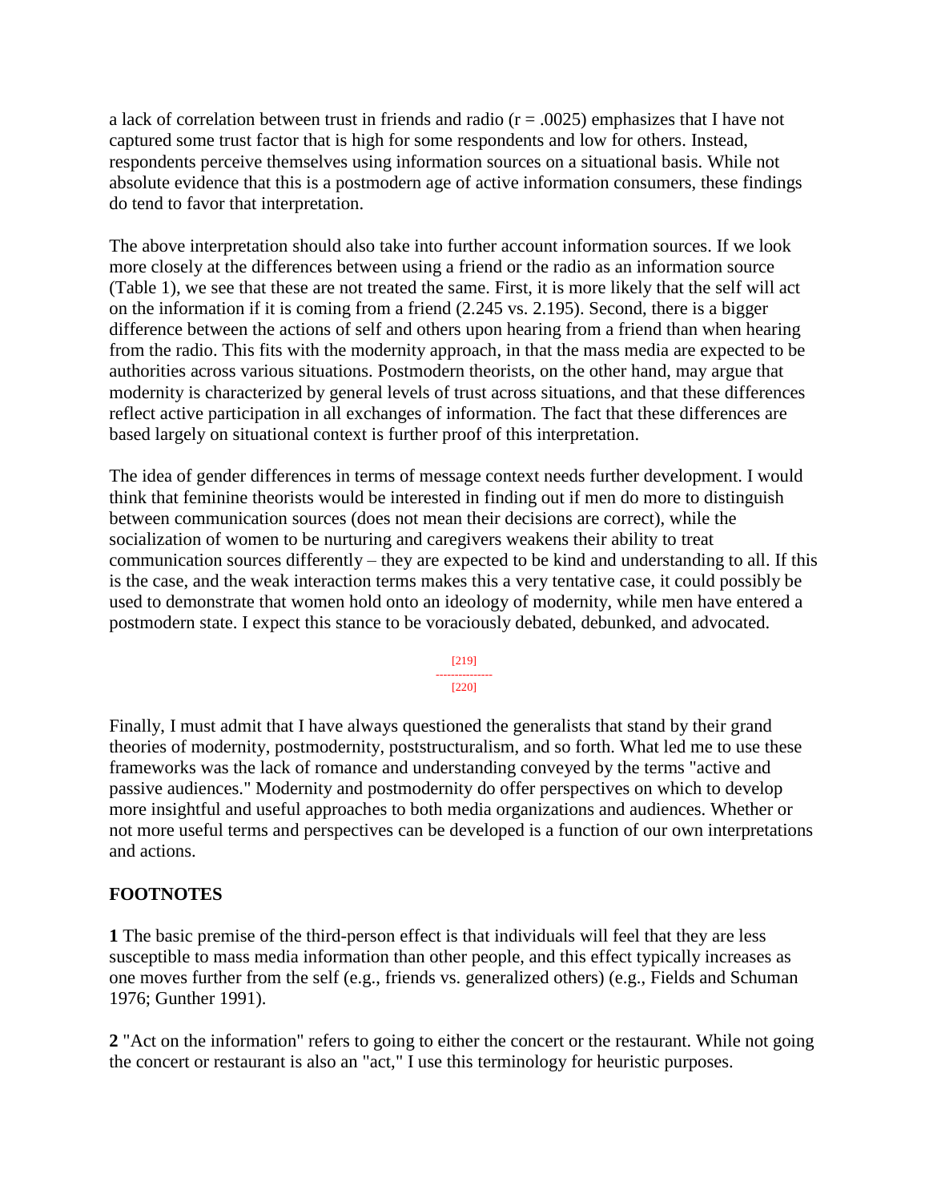a lack of correlation between trust in friends and radio ($r = .0025$) emphasizes that I have not captured some trust factor that is high for some respondents and low for others. Instead, respondents perceive themselves using information sources on a situational basis. While not absolute evidence that this is a postmodern age of active information consumers, these findings do tend to favor that interpretation.

The above interpretation should also take into further account information sources. If we look more closely at the differences between using a friend or the radio as an information source (Table 1), we see that these are not treated the same. First, it is more likely that the self will act on the information if it is coming from a friend (2.245 vs. 2.195). Second, there is a bigger difference between the actions of self and others upon hearing from a friend than when hearing from the radio. This fits with the modernity approach, in that the mass media are expected to be authorities across various situations. Postmodern theorists, on the other hand, may argue that modernity is characterized by general levels of trust across situations, and that these differences reflect active participation in all exchanges of information. The fact that these differences are based largely on situational context is further proof of this interpretation.

The idea of gender differences in terms of message context needs further development. I would think that feminine theorists would be interested in finding out if men do more to distinguish between communication sources (does not mean their decisions are correct), while the socialization of women to be nurturing and caregivers weakens their ability to treat communication sources differently – they are expected to be kind and understanding to all. If this is the case, and the weak interaction terms makes this a very tentative case, it could possibly be used to demonstrate that women hold onto an ideology of modernity, while men have entered a postmodern state. I expect this stance to be voraciously debated, debunked, and advocated.

Finally, I must admit that I have always questioned the generalists that stand by their grand theories of modernity, postmodernity, poststructuralism, and so forth. What led me to use these frameworks was the lack of romance and understanding conveyed by the terms "active and passive audiences." Modernity and postmodernity do offer perspectives on which to develop more insightful and useful approaches to both media organizations and audiences. Whether or not more useful terms and perspectives can be developed is a function of our own interpretations and actions.

## FOOTNOTES

**1** The basic premise of the third-person effect is that individuals will feel that they are less susceptible to mass media information than other people, and this effect typically increases as one moves further from the self (e.g., friends vs. generalized others) (e.g., Fields and Schuman 1976; Gunther 1991).

**2** "Act on the information" refers to going to either the concert or the restaurant. While not going the concert or restaurant is also an "act," I use this terminology for heuristic purposes.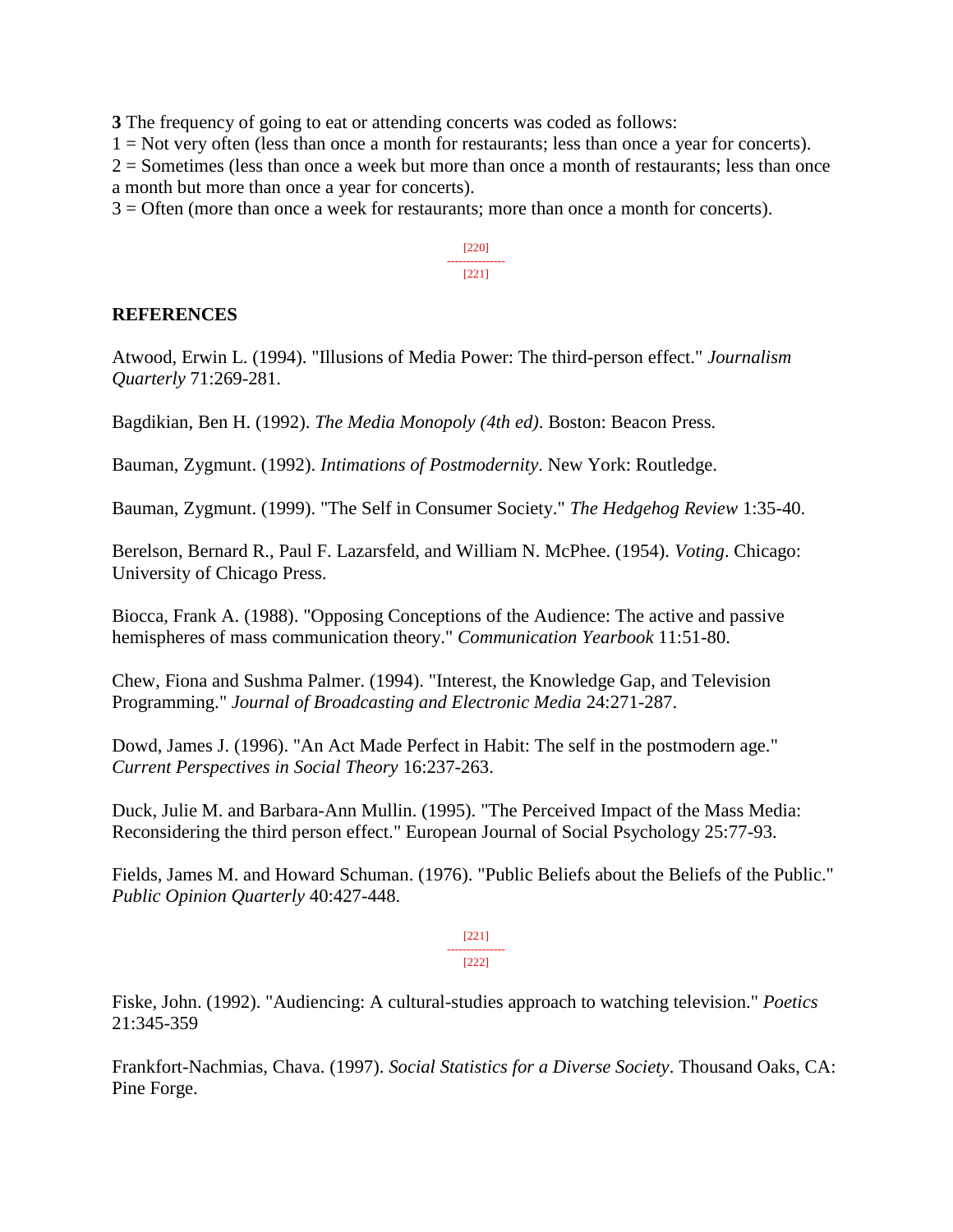**3** The frequency of going to eat or attending concerts was coded as follows:
1 = Not very often (less than once a month for restaurants; less than once a year for concerts).
2 = Sometimes (less than once a week but more than once a month of restaurants; less than once a month but more than once a year for concerts).
3 = Often (more than once a week for restaurants; more than once a month for concerts).

## REFERENCES

Atwood, Erwin L. (1994). "Illusions of Media Power: The third-person effect." *Journalism Quarterly* 71:269-281.

Bagdikian, Ben H. (1992). *The Media Monopoly (4th ed)*. Boston: Beacon Press.

Bauman, Zygmunt. (1992). *Intimations of Postmodernity*. New York: Routledge.

Bauman, Zygmunt. (1999). "The Self in Consumer Society." *The Hedgehog Review* 1:35-40.

Berelson, Bernard R., Paul F. Lazarsfeld, and William N. McPhee. (1954). *Voting*. Chicago: University of Chicago Press.

Biocca, Frank A. (1988). "Opposing Conceptions of the Audience: The active and passive hemispheres of mass communication theory." *Communication Yearbook* 11:51-80.

Chew, Fiona and Sushma Palmer. (1994). "Interest, the Knowledge Gap, and Television Programming." *Journal of Broadcasting and Electronic Media* 24:271-287.

Dowd, James J. (1996). "An Act Made Perfect in Habit: The self in the postmodern age." *Current Perspectives in Social Theory* 16:237-263.

Duck, Julie M. and Barbara-Ann Mullin. (1995). "The Perceived Impact of the Mass Media: Reconsidering the third person effect." European Journal of Social Psychology 25:77-93.

Fields, James M. and Howard Schuman. (1976). "Public Beliefs about the Beliefs of the Public." *Public Opinion Quarterly* 40:427-448.

Fiske, John. (1992). "Audiencing: A cultural-studies approach to watching television." *Poetics* 21:345-359

Frankfort-Nachmias, Chava. (1997). *Social Statistics for a Diverse Society*. Thousand Oaks, CA: Pine Forge.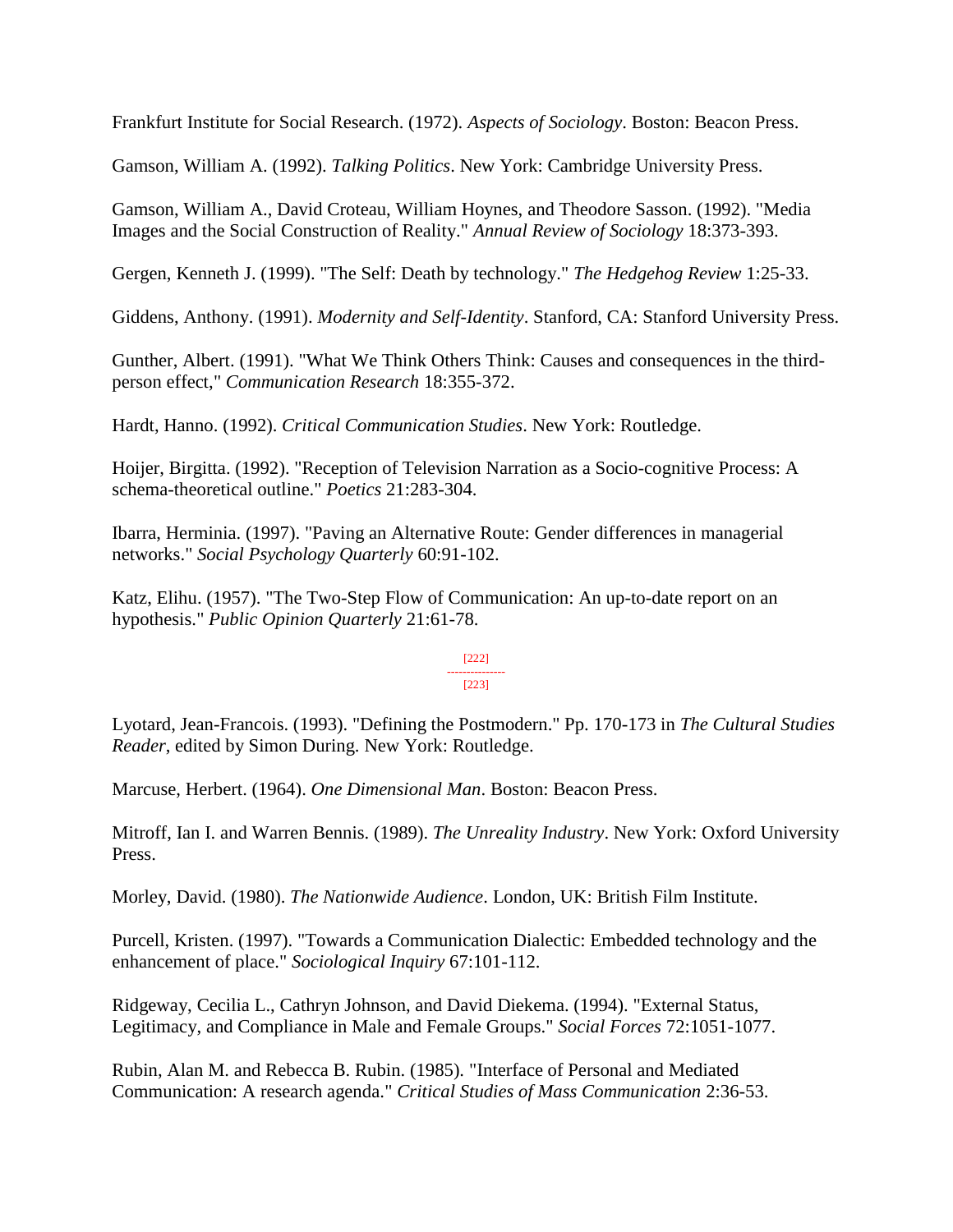Frankfurt Institute for Social Research. (1972). *Aspects of Sociology*. Boston: Beacon Press.

Gamson, William A. (1992). *Talking Politics*. New York: Cambridge University Press.

Gamson, William A., David Croteau, William Hoynes, and Theodore Sasson. (1992). "Media Images and the Social Construction of Reality." *Annual Review of Sociology* 18:373-393.

Gergen, Kenneth J. (1999). "The Self: Death by technology." *The Hedgehog Review* 1:25-33.

Giddens, Anthony. (1991). *Modernity and Self-Identity*. Stanford, CA: Stanford University Press.

Gunther, Albert. (1991). "What We Think Others Think: Causes and consequences in the third-person effect," *Communication Research* 18:355-372.

Hardt, Hanno. (1992). *Critical Communication Studies*. New York: Routledge.

Hoijer, Birgitta. (1992). "Reception of Television Narration as a Socio-cognitive Process: A schema-theoretical outline." *Poetics* 21:283-304.

Ibarra, Herminia. (1997). "Paving an Alternative Route: Gender differences in managerial networks." *Social Psychology Quarterly* 60:91-102.

Katz, Elihu. (1957). "The Two-Step Flow of Communication: An up-to-date report on an hypothesis." *Public Opinion Quarterly* 21:61-78.

Lyotard, Jean-Francois. (1993). "Defining the Postmodern." Pp. 170-173 in *The Cultural Studies Reader*, edited by Simon During. New York: Routledge.

Marcuse, Herbert. (1964). *One Dimensional Man*. Boston: Beacon Press.

Mitroff, Ian I. and Warren Bennis. (1989). *The Unreality Industry*. New York: Oxford University Press.

Morley, David. (1980). *The Nationwide Audience*. London, UK: British Film Institute.

Purcell, Kristen. (1997). "Towards a Communication Dialectic: Embedded technology and the enhancement of place." *Sociological Inquiry* 67:101-112.

Ridgeway, Cecilia L., Cathryn Johnson, and David Diekema. (1994). "External Status, Legitimacy, and Compliance in Male and Female Groups." *Social Forces* 72:1051-1077.

Rubin, Alan M. and Rebecca B. Rubin. (1985). "Interface of Personal and Mediated Communication: A research agenda." *Critical Studies of Mass Communication* 2:36-53.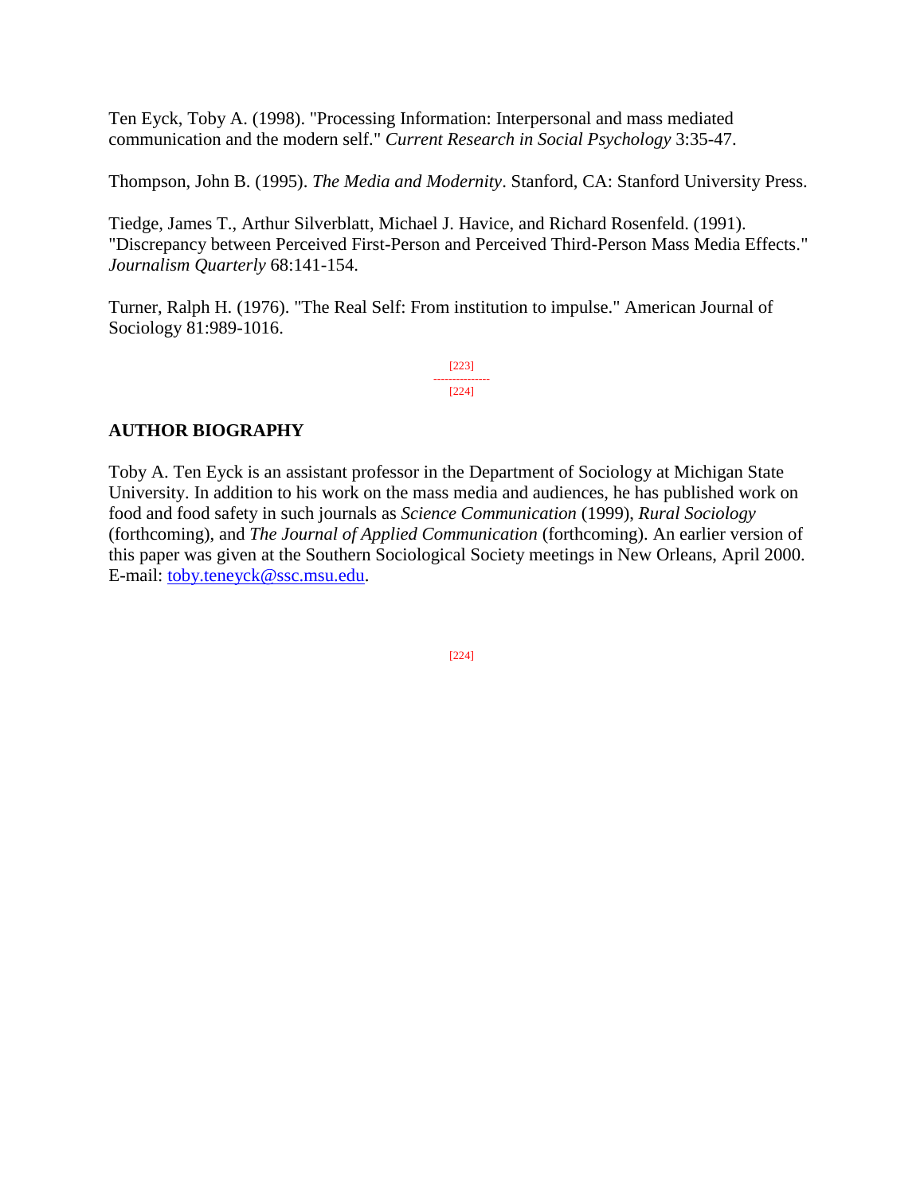Ten Eyck, Toby A. (1998). "Processing Information: Interpersonal and mass mediated communication and the modern self." *Current Research in Social Psychology* 3:35-47.

Thompson, John B. (1995). *The Media and Modernity*. Stanford, CA: Stanford University Press.

Tiedge, James T., Arthur Silverblatt, Michael J. Havice, and Richard Rosenfeld. (1991). "Discrepancy between Perceived First-Person and Perceived Third-Person Mass Media Effects." *Journalism Quarterly* 68:141-154.

Turner, Ralph H. (1976). "The Real Self: From institution to impulse." American Journal of Sociology 81:989-1016.

## AUTHOR BIOGRAPHY

Toby A. Ten Eyck is an assistant professor in the Department of Sociology at Michigan State University. In addition to his work on the mass media and audiences, he has published work on food and food safety in such journals as *Science Communication* (1999), *Rural Sociology* (forthcoming), and *The Journal of Applied Communication* (forthcoming). An earlier version of this paper was given at the Southern Sociological Society meetings in New Orleans, April 2000. E-mail: toby.teneyck@ssc.msu.edu.